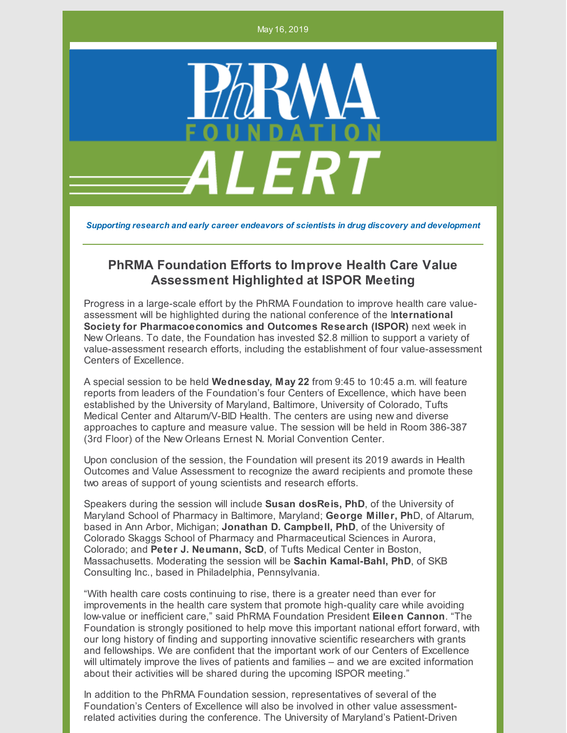May 16, 2019

PhRMA FOUNDATION ALERT

*Supporting research and early career endeavors of scientists in drug discovery and development*

## PhRMA Foundation Efforts to Improve Health Care Value Assessment Highlighted at ISPOR Meeting

Progress in a large-scale effort by the PhRMA Foundation to improve health care value-assessment will be highlighted during the national conference of the I**nternational Society for Pharmacoeconomics and Outcomes Research (ISPOR)** next week in New Orleans. To date, the Foundation has invested $2.8 million to support a variety of value-assessment research efforts, including the establishment of four value-assessment Centers of Excellence.

A special session to be held **Wednesday, May 22** from 9:45 to 10:45 a.m. will feature reports from leaders of the Foundation's four Centers of Excellence, which have been established by the University of Maryland, Baltimore, University of Colorado, Tufts Medical Center and Altarum/V-BID Health. The centers are using new and diverse approaches to capture and measure value. The session will be held in Room 386-387 (3rd Floor) of the New Orleans Ernest N. Morial Convention Center.

Upon conclusion of the session, the Foundation will present its 2019 awards in Health Outcomes and Value Assessment to recognize the award recipients and promote these two areas of support of young scientists and research efforts.

Speakers during the session will include **Susan dosReis, PhD**, of the University of Maryland School of Pharmacy in Baltimore, Maryland; **George Miller, Ph**D, of Altarum, based in Ann Arbor, Michigan; **Jonathan D. Campbell, PhD**, of the University of Colorado Skaggs School of Pharmacy and Pharmaceutical Sciences in Aurora, Colorado; and **Peter J. Neumann, ScD**, of Tufts Medical Center in Boston, Massachusetts. Moderating the session will be **Sachin Kamal-Bahl, PhD**, of SKB Consulting Inc., based in Philadelphia, Pennsylvania.

"With health care costs continuing to rise, there is a greater need than ever for improvements in the health care system that promote high-quality care while avoiding low-value or inefficient care," said PhRMA Foundation President **Eileen Cannon**. "The Foundation is strongly positioned to help move this important national effort forward, with our long history of finding and supporting innovative scientific researchers with grants and fellowships. We are confident that the important work of our Centers of Excellence will ultimately improve the lives of patients and families – and we are excited information about their activities will be shared during the upcoming ISPOR meeting."

In addition to the PhRMA Foundation session, representatives of several of the Foundation's Centers of Excellence will also be involved in other value assessment-related activities during the conference. The University of Maryland's Patient-Driven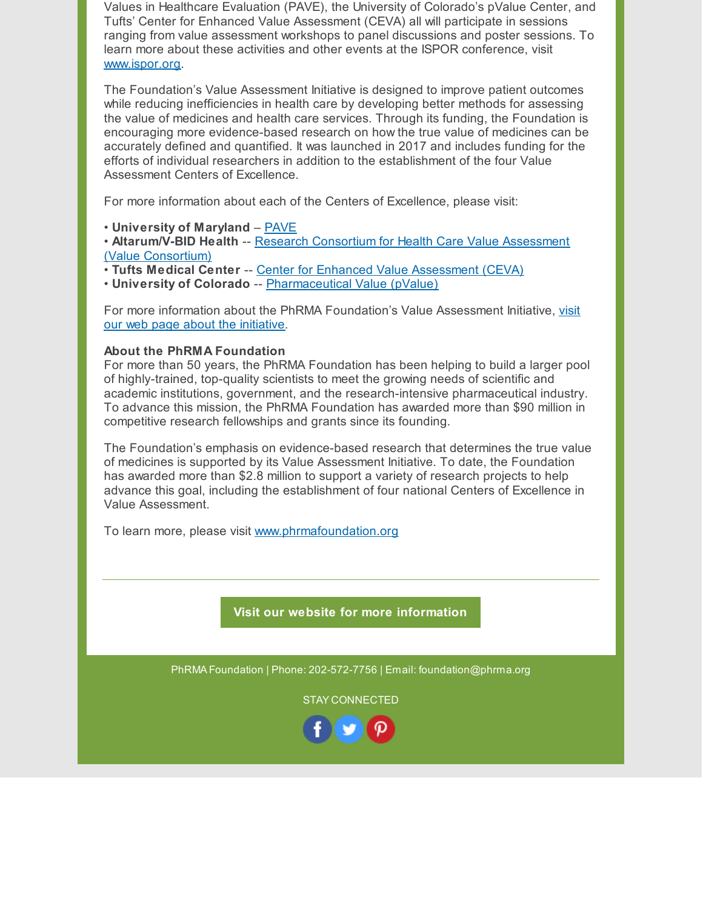Values in Healthcare Evaluation (PAVE), the University of Colorado's pValue Center, and Tufts' Center for Enhanced Value Assessment (CEVA) all will participate in sessions ranging from value assessment workshops to panel discussions and poster sessions. To learn more about these activities and other events at the ISPOR conference, visit www.ispor.org.

The Foundation's Value Assessment Initiative is designed to improve patient outcomes while reducing inefficiencies in health care by developing better methods for assessing the value of medicines and health care services. Through its funding, the Foundation is encouraging more evidence-based research on how the true value of medicines can be accurately defined and quantified. It was launched in 2017 and includes funding for the efforts of individual researchers in addition to the establishment of the four Value Assessment Centers of Excellence.

For more information about each of the Centers of Excellence, please visit:

- **University of Maryland** – PAVE
- **Altarum/V-BID Health** -- Research Consortium for Health Care Value Assessment (Value Consortium)
- **Tufts Medical Center** -- Center for Enhanced Value Assessment (CEVA)
- **University of Colorado** -- Pharmaceutical Value (pValue)

For more information about the PhRMA Foundation's Value Assessment Initiative, visit our web page about the initiative.

**About the PhRMA Foundation**
For more than 50 years, the PhRMA Foundation has been helping to build a larger pool of highly-trained, top-quality scientists to meet the growing needs of scientific and academic institutions, government, and the research-intensive pharmaceutical industry. To advance this mission, the PhRMA Foundation has awarded more than $90 million in competitive research fellowships and grants since its founding.

The Foundation's emphasis on evidence-based research that determines the true value of medicines is supported by its Value Assessment Initiative. To date, the Foundation has awarded more than $2.8 million to support a variety of research projects to help advance this goal, including the establishment of four national Centers of Excellence in Value Assessment.

To learn more, please visit www.phrmafoundation.org

**Visit our website for more information**

PhRMA Foundation | Phone: 202-572-7756 | Email: foundation@phrma.org

STAY CONNECTED